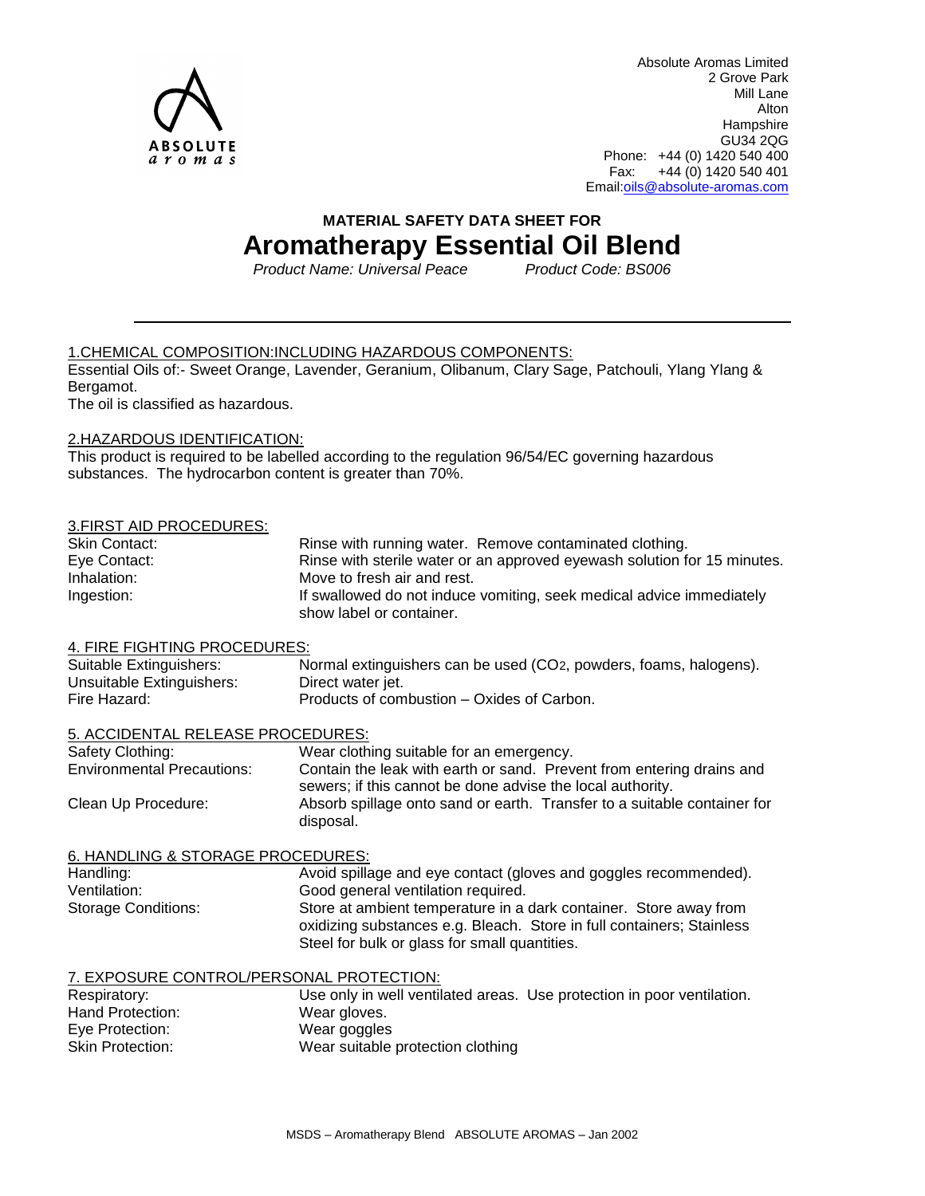Absolute Aromas Limited
2 Grove Park
Mill Lane
Alton
Hampshire
GU34 2QG
Phone: +44 (0) 1420 540 400
Fax: +44 (0) 1420 540 401
Email: oils@absolute-aromas.com

### MATERIAL SAFETY DATA SHEET FOR

# Aromatherapy Essential Oil Blend

*Product Name: Universal Peace* *Product Code: BS006*

---

## 1.CHEMICAL COMPOSITION:INCLUDING HAZARDOUS COMPONENTS:

Essential Oils of:- Sweet Orange, Lavender, Geranium, Olibanum, Clary Sage, Patchouli, Ylang Ylang & Bergamot.

The oil is classified as hazardous.

## 2.HAZARDOUS IDENTIFICATION:

This product is required to be labelled according to the regulation 96/54/EC governing hazardous substances. The hydrocarbon content is greater than 70%.

## 3.FIRST AID PROCEDURES:

| | |
|---|---|
| Skin Contact: | Rinse with running water. Remove contaminated clothing. |
| Eye Contact: | Rinse with sterile water or an approved eyewash solution for 15 minutes. |
| Inhalation: | Move to fresh air and rest. |
| Ingestion: | If swallowed do not induce vomiting, seek medical advice immediately show label or container. |

## 4. FIRE FIGHTING PROCEDURES:

| | |
|---|---|
| Suitable Extinguishers: | Normal extinguishers can be used ($CO_2$, powders, foams, halogens). |
| Unsuitable Extinguishers: | Direct water jet. |
| Fire Hazard: | Products of combustion – Oxides of Carbon. |

## 5. ACCIDENTAL RELEASE PROCEDURES:

| | |
|---|---|
| Safety Clothing: | Wear clothing suitable for an emergency. |
| Environmental Precautions: | Contain the leak with earth or sand. Prevent from entering drains and sewers; if this cannot be done advise the local authority. |
| Clean Up Procedure: | Absorb spillage onto sand or earth. Transfer to a suitable container for disposal. |

## 6. HANDLING & STORAGE PROCEDURES:

| | |
|---|---|
| Handling: | Avoid spillage and eye contact (gloves and goggles recommended). |
| Ventilation: | Good general ventilation required. |
| Storage Conditions: | Store at ambient temperature in a dark container. Store away from oxidizing substances e.g. Bleach. Store in full containers; Stainless Steel for bulk or glass for small quantities. |

## 7. EXPOSURE CONTROL/PERSONAL PROTECTION:

| | |
|---|---|
| Respiratory: | Use only in well ventilated areas. Use protection in poor ventilation. |
| Hand Protection: | Wear gloves. |
| Eye Protection: | Wear goggles |
| Skin Protection: | Wear suitable protection clothing |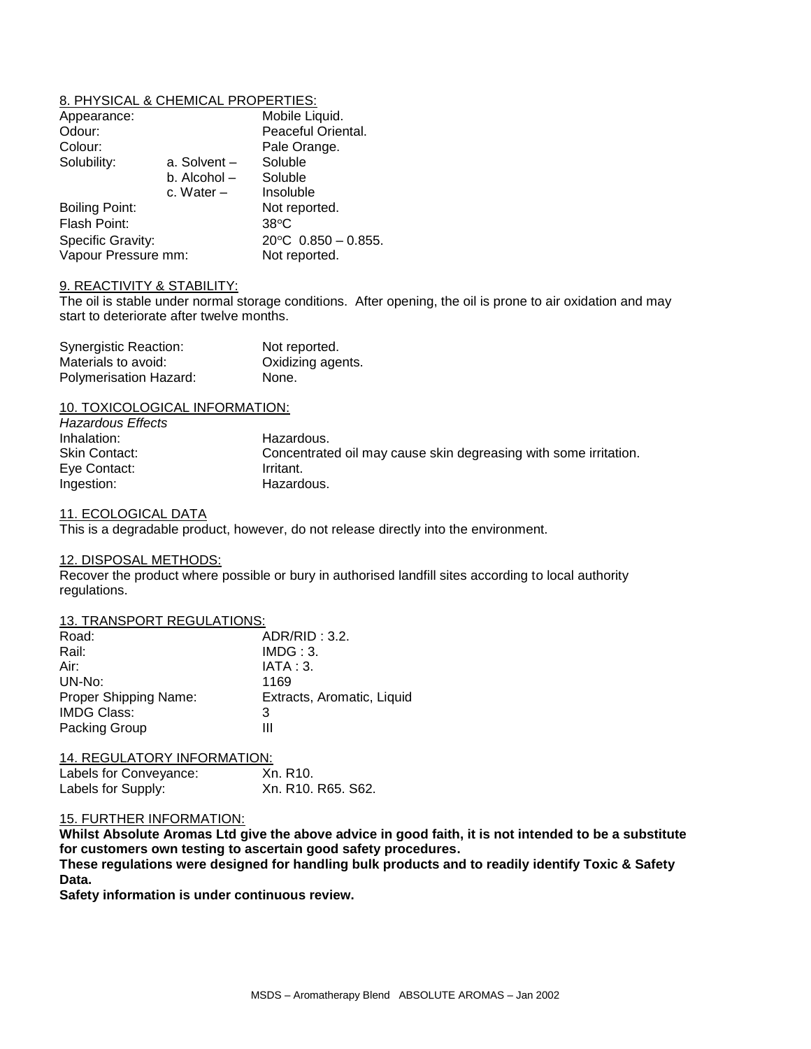## 8. PHYSICAL & CHEMICAL PROPERTIES:

| | | |
|---|---|---|
| Appearance: | | Mobile Liquid. |
| Odour: | | Peaceful Oriental. |
| Colour: | | Pale Orange. |
| Solubility: | a. Solvent – | Soluble |
| | b. Alcohol – | Soluble |
| | c. Water – | Insoluble |
| Boiling Point: | | Not reported. |
| Flash Point: | | 38°C |
| Specific Gravity: | | 20°C 0.850 – 0.855. |
| Vapour Pressure mm: | | Not reported. |

## 9. REACTIVITY & STABILITY:

The oil is stable under normal storage conditions. After opening, the oil is prone to air oxidation and may start to deteriorate after twelve months.

| | |
|---|---|
| Synergistic Reaction: | Not reported. |
| Materials to avoid: | Oxidizing agents. |
| Polymerisation Hazard: | None. |

## 10. TOXICOLOGICAL INFORMATION:

*Hazardous Effects*

| | |
|---|---|
| Inhalation: | Hazardous. |
| Skin Contact: | Concentrated oil may cause skin degreasing with some irritation. |
| Eye Contact: | Irritant. |
| Ingestion: | Hazardous. |

## 11. ECOLOGICAL DATA

This is a degradable product, however, do not release directly into the environment.

## 12. DISPOSAL METHODS:

Recover the product where possible or bury in authorised landfill sites according to local authority regulations.

## 13. TRANSPORT REGULATIONS:

| | |
|---|---|
| Road: | ADR/RID : 3.2. |
| Rail: | IMDG : 3. |
| Air: | IATA : 3. |
| UN-No: | 1169 |
| Proper Shipping Name: | Extracts, Aromatic, Liquid |
| IMDG Class: | 3 |
| Packing Group | III |

## 14. REGULATORY INFORMATION:

| | |
|---|---|
| Labels for Conveyance: | Xn. R10. |
| Labels for Supply: | Xn. R10. R65. S62. |

## 15. FURTHER INFORMATION:

**Whilst Absolute Aromas Ltd give the above advice in good faith, it is not intended to be a substitute for customers own testing to ascertain good safety procedures.**

**These regulations were designed for handling bulk products and to readily identify Toxic & Safety Data.**

**Safety information is under continuous review.**